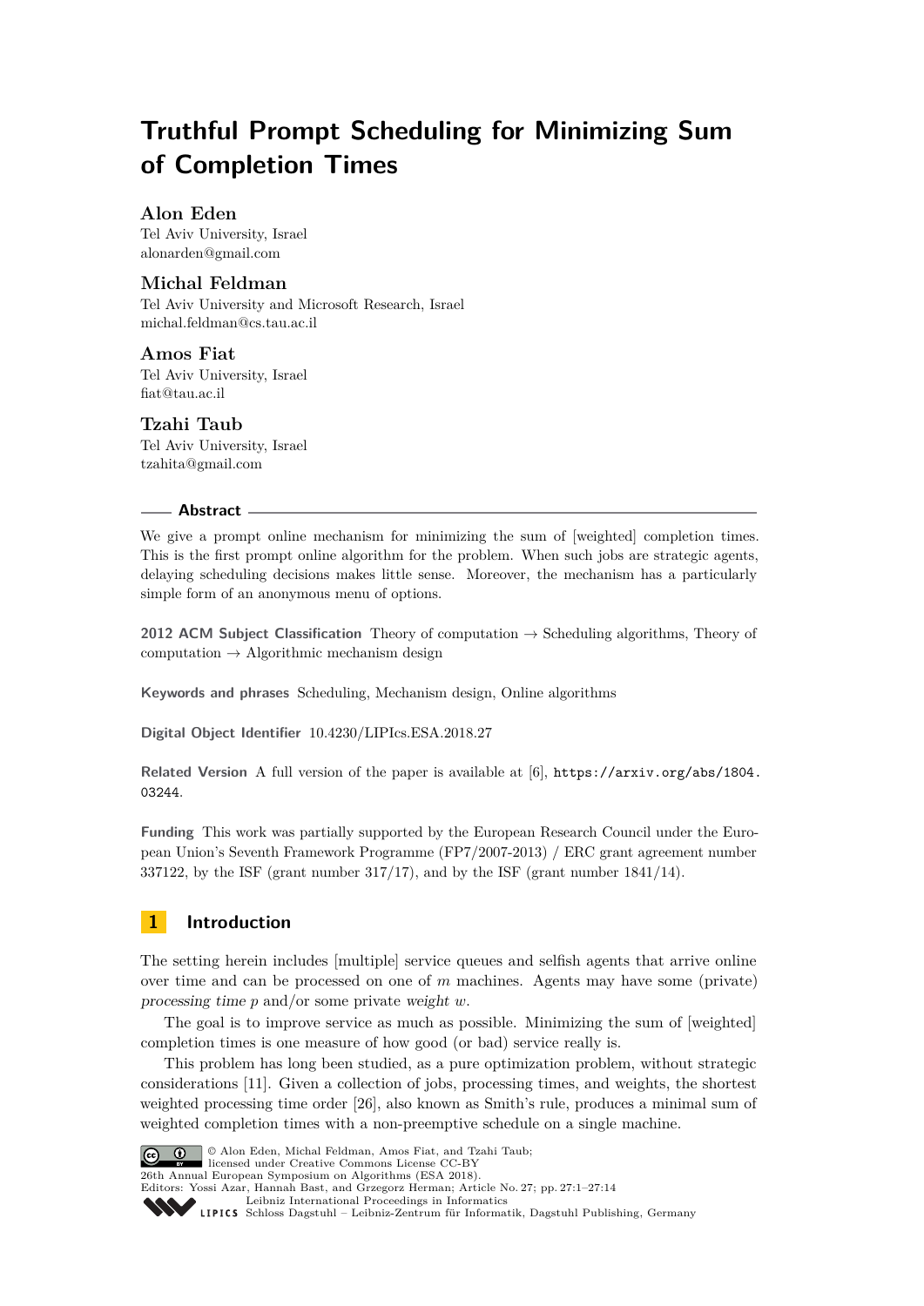# Truthful Prompt Scheduling for Minimizing Sum of Completion Times

**Alon Eden**
Tel Aviv University, Israel
alonarden@gmail.com

**Michal Feldman**
Tel Aviv University and Microsoft Research, Israel
michal.feldman@cs.tau.ac.il

**Amos Fiat**
Tel Aviv University, Israel
fiat@tau.ac.il

**Tzahi Taub**
Tel Aviv University, Israel
tzahita@gmail.com

## Abstract

We give a prompt online mechanism for minimizing the sum of [weighted] completion times. This is the first prompt online algorithm for the problem. When such jobs are strategic agents, delaying scheduling decisions makes little sense. Moreover, the mechanism has a particularly simple form of an anonymous menu of options.

**2012 ACM Subject Classification** Theory of computation → Scheduling algorithms, Theory of computation → Algorithmic mechanism design

**Keywords and phrases** Scheduling, Mechanism design, Online algorithms

**Digital Object Identifier** 10.4230/LIPIcs.ESA.2018.27

**Related Version** A full version of the paper is available at [6], https://arxiv.org/abs/1804.03244.

**Funding** This work was partially supported by the European Research Council under the European Union's Seventh Framework Programme (FP7/2007-2013) / ERC grant agreement number 337122, by the ISF (grant number 317/17), and by the ISF (grant number 1841/14).

## 1 Introduction

The setting herein includes [multiple] service queues and selfish agents that arrive online over time and can be processed on one of $m$ machines. Agents may have some (private) *processing time* $p$ and/or some private *weight* $w$.

The goal is to improve service as much as possible. Minimizing the sum of [weighted] completion times is one measure of how good (or bad) service really is.

This problem has long been studied, as a pure optimization problem, without strategic considerations [11]. Given a collection of jobs, processing times, and weights, the shortest weighted processing time order [26], also known as Smith's rule, produces a minimal sum of weighted completion times with a non-preemptive schedule on a single machine.

© Alon Eden, Michal Feldman, Amos Fiat, and Tzahi Taub;
licensed under Creative Commons License CC-BY
26th Annual European Symposium on Algorithms (ESA 2018).
Editors: Yossi Azar, Hannah Bast, and Grzegorz Herman; Article No. 27; pp. 27:1–27:14
Leibniz International Proceedings in Informatics
Schloss Dagstuhl – Leibniz-Zentrum für Informatik, Dagstuhl Publishing, Germany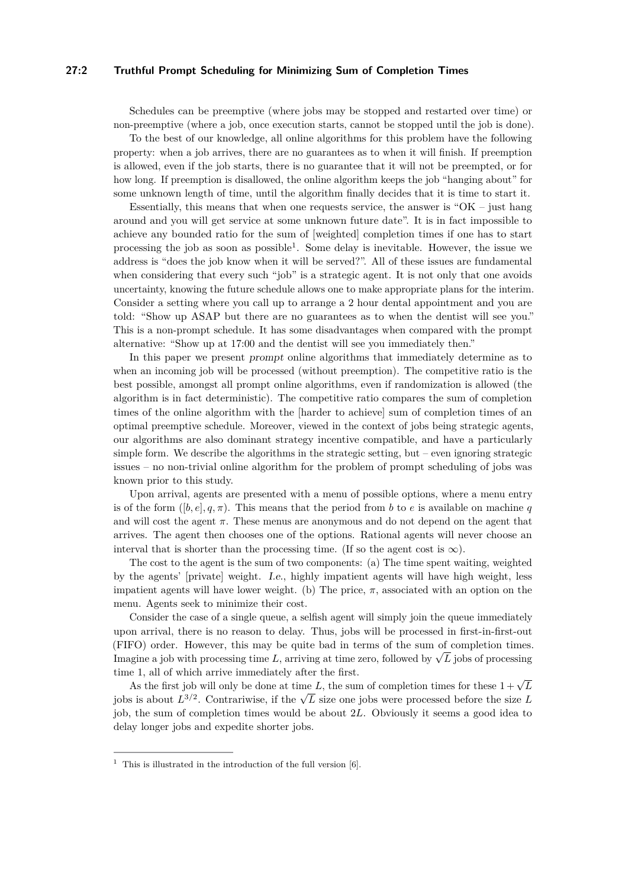Schedules can be preemptive (where jobs may be stopped and restarted over time) or non-preemptive (where a job, once execution starts, cannot be stopped until the job is done).

To the best of our knowledge, all online algorithms for this problem have the following property: when a job arrives, there are no guarantees as to when it will finish. If preemption is allowed, even if the job starts, there is no guarantee that it will not be preempted, or for how long. If preemption is disallowed, the online algorithm keeps the job "hanging about" for some unknown length of time, until the algorithm finally decides that it is time to start it.

Essentially, this means that when one requests service, the answer is "OK – just hang around and you will get service at some unknown future date". It is in fact impossible to achieve any bounded ratio for the sum of [weighted] completion times if one has to start processing the job as soon as possible[1]. Some delay is inevitable. However, the issue we address is "does the job know when it will be served?". All of these issues are fundamental when considering that every such "job" is a strategic agent. It is not only that one avoids uncertainty, knowing the future schedule allows one to make appropriate plans for the interim. Consider a setting where you call up to arrange a 2 hour dental appointment and you are told: "Show up ASAP but there are no guarantees as to when the dentist will see you." This is a non-prompt schedule. It has some disadvantages when compared with the prompt alternative: "Show up at 17:00 and the dentist will see you immediately then."

In this paper we present *prompt* online algorithms that immediately determine as to when an incoming job will be processed (without preemption). The competitive ratio is the best possible, amongst all prompt online algorithms, even if randomization is allowed (the algorithm is in fact deterministic). The competitive ratio compares the sum of completion times of the online algorithm with the [harder to achieve] sum of completion times of an optimal preemptive schedule. Moreover, viewed in the context of jobs being strategic agents, our algorithms are also dominant strategy incentive compatible, and have a particularly simple form. We describe the algorithms in the strategic setting, but – even ignoring strategic issues – no non-trivial online algorithm for the problem of prompt scheduling of jobs was known prior to this study.

Upon arrival, agents are presented with a menu of possible options, where a menu entry is of the form $([b, e], q, \pi)$. This means that the period from $b$ to $e$ is available on machine $q$ and will cost the agent $\pi$. These menus are anonymous and do not depend on the agent that arrives. The agent then chooses one of the options. Rational agents will never choose an interval that is shorter than the processing time. (If so the agent cost is $\infty$).

The cost to the agent is the sum of two components: (a) The time spent waiting, weighted by the agents' [private] weight. *I.e.*, highly impatient agents will have high weight, less impatient agents will have lower weight. (b) The price, $\pi$, associated with an option on the menu. Agents seek to minimize their cost.

Consider the case of a single queue, a selfish agent will simply join the queue immediately upon arrival, there is no reason to delay. Thus, jobs will be processed in first-in-first-out (FIFO) order. However, this may be quite bad in terms of the sum of completion times. Imagine a job with processing time $L$, arriving at time zero, followed by $\sqrt{L}$ jobs of processing time 1, all of which arrive immediately after the first.

As the first job will only be done at time $L$, the sum of completion times for these $1 + \sqrt{L}$ jobs is about $L^{3/2}$. Contrariwise, if the $\sqrt{L}$ size one jobs were processed before the size $L$ job, the sum of completion times would be about $2L$. Obviously it seems a good idea to delay longer jobs and expedite shorter jobs.

[1] This is illustrated in the introduction of the full version [6].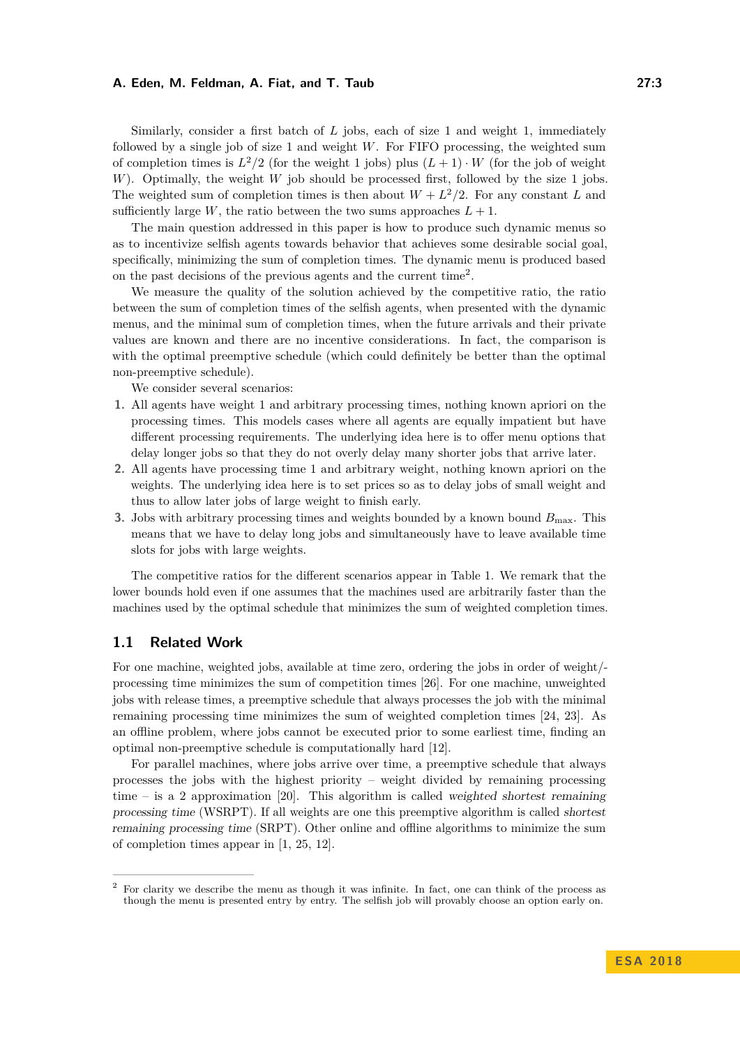Similarly, consider a first batch of $L$ jobs, each of size 1 and weight 1, immediately followed by a single job of size 1 and weight $W$. For FIFO processing, the weighted sum of completion times is $L^2/2$ (for the weight 1 jobs) plus $(L+1) \cdot W$ (for the job of weight $W$). Optimally, the weight $W$ job should be processed first, followed by the size 1 jobs. The weighted sum of completion times is then about $W + L^2/2$. For any constant $L$ and sufficiently large $W$, the ratio between the two sums approaches $L+1$.

The main question addressed in this paper is how to produce such dynamic menus so as to incentivize selfish agents towards behavior that achieves some desirable social goal, specifically, minimizing the sum of completion times. The dynamic menu is produced based on the past decisions of the previous agents and the current time[2].

We measure the quality of the solution achieved by the competitive ratio, the ratio between the sum of completion times of the selfish agents, when presented with the dynamic menus, and the minimal sum of completion times, when the future arrivals and their private values are known and there are no incentive considerations. In fact, the comparison is with the optimal preemptive schedule (which could definitely be better than the optimal non-preemptive schedule).

We consider several scenarios:

1. All agents have weight 1 and arbitrary processing times, nothing known apriori on the processing times. This models cases where all agents are equally impatient but have different processing requirements. The underlying idea here is to offer menu options that delay longer jobs so that they do not overly delay many shorter jobs that arrive later.
2. All agents have processing time 1 and arbitrary weight, nothing known apriori on the weights. The underlying idea here is to set prices so as to delay jobs of small weight and thus to allow later jobs of large weight to finish early.
3. Jobs with arbitrary processing times and weights bounded by a known bound $B_{\max}$. This means that we have to delay long jobs and simultaneously have to leave available time slots for jobs with large weights.

The competitive ratios for the different scenarios appear in Table 1. We remark that the lower bounds hold even if one assumes that the machines used are arbitrarily faster than the machines used by the optimal schedule that minimizes the sum of weighted completion times.

## 1.1 Related Work

For one machine, weighted jobs, available at time zero, ordering the jobs in order of weight/-processing time minimizes the sum of competition times [26]. For one machine, unweighted jobs with release times, a preemptive schedule that always processes the job with the minimal remaining processing time minimizes the sum of weighted completion times [24, 23]. As an offline problem, where jobs cannot be executed prior to some earliest time, finding an optimal non-preemptive schedule is computationally hard [12].

For parallel machines, where jobs arrive over time, a preemptive schedule that always processes the jobs with the highest priority – weight divided by remaining processing time – is a 2 approximation [20]. This algorithm is called *weighted shortest remaining processing time* (WSRPT). If all weights are one this preemptive algorithm is called *shortest remaining processing time* (SRPT). Other online and offline algorithms to minimize the sum of completion times appear in [1, 25, 12].

---

[2] For clarity we describe the menu as though it was infinite. In fact, one can think of the process as though the menu is presented entry by entry. The selfish job will provably choose an option early on.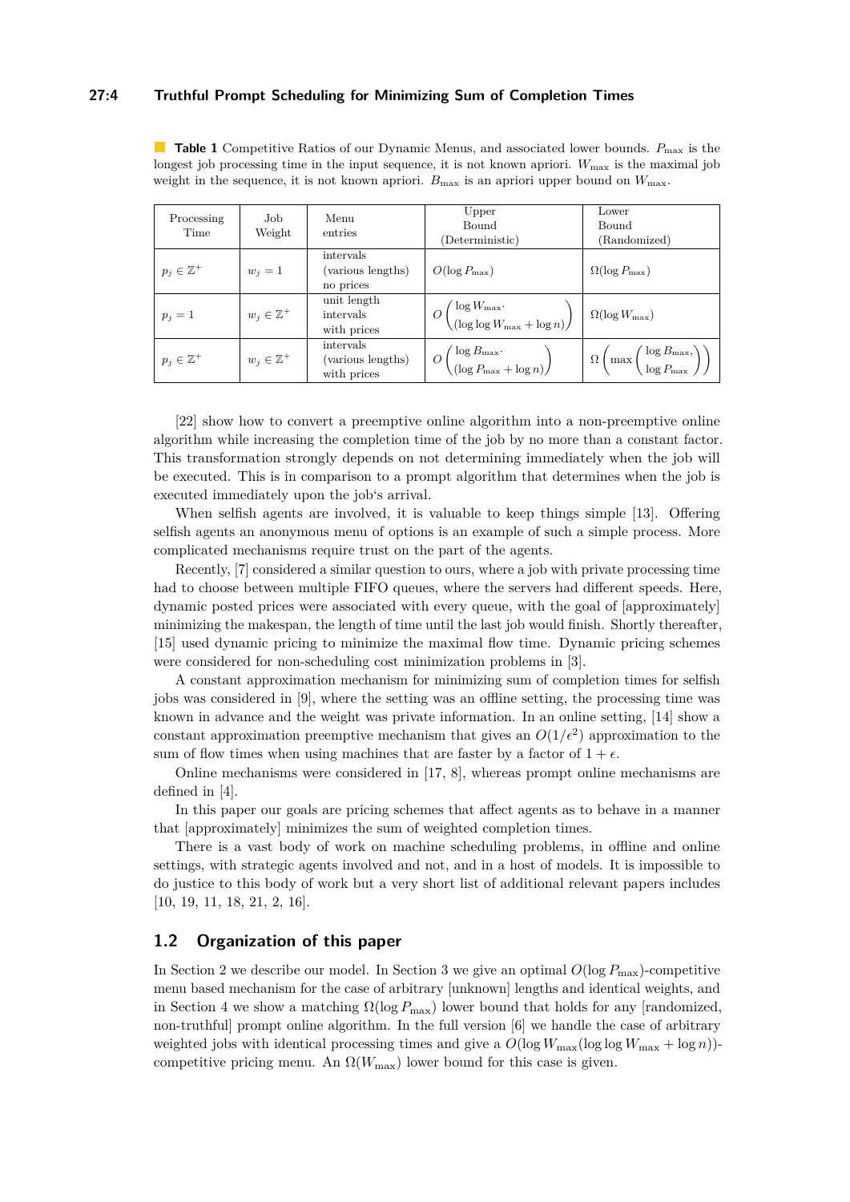**Table 1** Competitive Ratios of our Dynamic Menus, and associated lower bounds. $P_{\max}$ is the longest job processing time in the input sequence, it is not known apriori. $W_{\max}$ is the maximal job weight in the sequence, it is not known apriori. $B_{\max}$ is an apriori upper bound on $W_{\max}$.

| Processing Time | Job Weight | Menu entries | Upper Bound (Deterministic) | Lower Bound (Randomized) |
|---|---|---|---|---|
| $p_j \in \mathbb{Z}^+$ | $w_j = 1$ | intervals (various lengths) no prices | $O(\log P_{\max})$ | $\Omega(\log P_{\max})$ |
| $p_j = 1$ | $w_j \in \mathbb{Z}^+$ | unit length intervals with prices | $O\left(\begin{array}{l}\log W_{\max}\cdot \\ (\log\log W_{\max} + \log n)\end{array}\right)$ | $\Omega(\log W_{\max})$ |
| $p_j \in \mathbb{Z}^+$ | $w_j \in \mathbb{Z}^+$ | intervals (various lengths) with prices | $O\left(\begin{array}{l}\log B_{\max}\cdot \\ (\log P_{\max} + \log n)\end{array}\right)$ | $\Omega\left(\max\left(\begin{array}{l}\log B_{\max}, \\ \log P_{\max}\end{array}\right)\right)$ |

[22] show how to convert a preemptive online algorithm into a non-preemptive online algorithm while increasing the completion time of the job by no more than a constant factor. This transformation strongly depends on not determining immediately when the job will be executed. This is in comparison to a prompt algorithm that determines when the job is executed immediately upon the job's arrival.

When selfish agents are involved, it is valuable to keep things simple [13]. Offering selfish agents an anonymous menu of options is an example of such a simple process. More complicated mechanisms require trust on the part of the agents.

Recently, [7] considered a similar question to ours, where a job with private processing time had to choose between multiple FIFO queues, where the servers had different speeds. Here, dynamic posted prices were associated with every queue, with the goal of [approximately] minimizing the makespan, the length of time until the last job would finish. Shortly thereafter, [15] used dynamic pricing to minimize the maximal flow time. Dynamic pricing schemes were considered for non-scheduling cost minimization problems in [3].

A constant approximation mechanism for minimizing sum of completion times for selfish jobs was considered in [9], where the setting was an offline setting, the processing time was known in advance and the weight was private information. In an online setting, [14] show a constant approximation preemptive mechanism that gives an $O(1/\epsilon^2)$ approximation to the sum of flow times when using machines that are faster by a factor of $1 + \epsilon$.

Online mechanisms were considered in [17, 8], whereas prompt online mechanisms are defined in [4].

In this paper our goals are pricing schemes that affect agents as to behave in a manner that [approximately] minimizes the sum of weighted completion times.

There is a vast body of work on machine scheduling problems, in offline and online settings, with strategic agents involved and not, and in a host of models. It is impossible to do justice to this body of work but a very short list of additional relevant papers includes [10, 19, 11, 18, 21, 2, 16].

## 1.2 Organization of this paper

In Section 2 we describe our model. In Section 3 we give an optimal $O(\log P_{\max})$-competitive menu based mechanism for the case of arbitrary [unknown] lengths and identical weights, and in Section 4 we show a matching $\Omega(\log P_{\max})$ lower bound that holds for any [randomized, non-truthful] prompt online algorithm. In the full version [6] we handle the case of arbitrary weighted jobs with identical processing times and give a $O(\log W_{\max}(\log\log W_{\max} + \log n))$-competitive pricing menu. An $\Omega(W_{\max})$ lower bound for this case is given.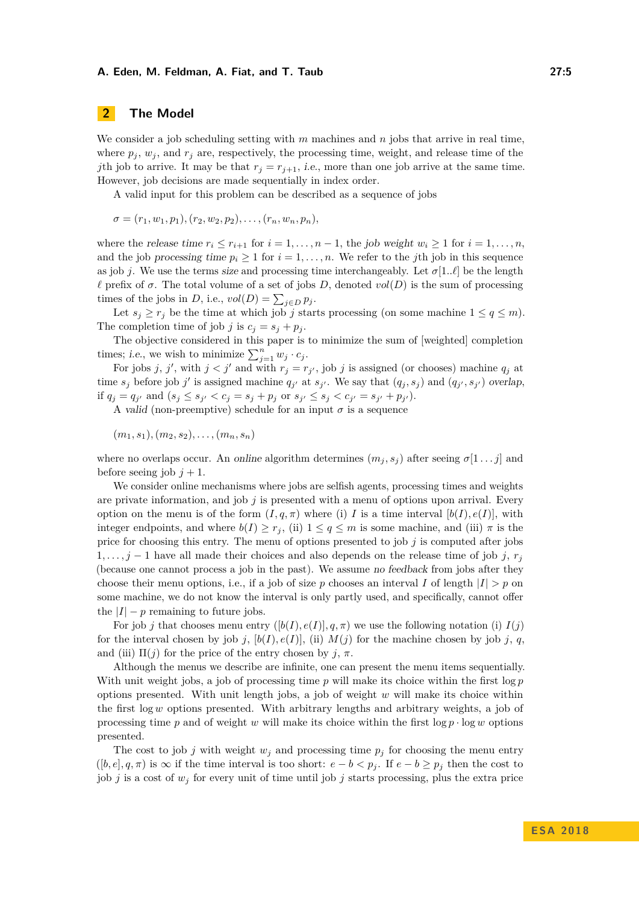## 2 The Model

We consider a job scheduling setting with $m$ machines and $n$ jobs that arrive in real time, where $p_j$, $w_j$, and $r_j$ are, respectively, the processing time, weight, and release time of the $j$th job to arrive. It may be that $r_j = r_{j+1}$, *i.e.*, more than one job arrive at the same time. However, job decisions are made sequentially in index order.

A valid input for this problem can be described as a sequence of jobs

$$\sigma = (r_1, w_1, p_1), (r_2, w_2, p_2), \ldots, (r_n, w_n, p_n),$$

where the *release time* $r_i \leq r_{i+1}$ for $i = 1, \ldots, n-1$, the *job weight* $w_i \geq 1$ for $i = 1, \ldots, n$, and the job *processing time* $p_i \geq 1$ for $i = 1, \ldots, n$. We refer to the $j$th job in this sequence as job $j$. We use the terms *size* and processing time interchangeably. Let $\sigma[1..\ell]$ be the length $\ell$ prefix of $\sigma$. The total volume of a set of jobs $D$, denoted $vol(D)$ is the sum of processing times of the jobs in $D$, i.e., $vol(D) = \sum_{j \in D} p_j$.

Let $s_j \geq r_j$ be the time at which job $j$ starts processing (on some machine $1 \leq q \leq m$). The completion time of job $j$ is $c_j = s_j + p_j$.

The objective considered in this paper is to minimize the sum of [weighted] completion times; *i.e.*, we wish to minimize $\sum_{j=1}^{n} w_j \cdot c_j$.

For jobs $j$, $j'$, with $j < j'$ and with $r_j = r_{j'}$, job $j$ is assigned (or chooses) machine $q_j$ at time $s_j$ before job $j'$ is assigned machine $q_{j'}$ at $s_{j'}$. We say that $(q_j, s_j)$ and $(q_{j'}, s_{j'})$ *overlap*, if $q_j = q_{j'}$ and $(s_j \leq s_{j'} < c_j = s_j + p_j$ or $s_{j'} \leq s_j < c_{j'} = s_{j'} + p_{j'})$.

A *valid* (non-preemptive) schedule for an input $\sigma$ is a sequence

$$(m_1, s_1), (m_2, s_2), \ldots, (m_n, s_n)$$

where no overlaps occur. An *online* algorithm determines $(m_j, s_j)$ after seeing $\sigma[1 \ldots j]$ and before seeing job $j+1$.

We consider online mechanisms where jobs are selfish agents, processing times and weights are private information, and job $j$ is presented with a menu of options upon arrival. Every option on the menu is of the form $(I, q, \pi)$ where (i) $I$ is a time interval $[b(I), e(I)]$, with integer endpoints, and where $b(I) \geq r_j$, (ii) $1 \leq q \leq m$ is some machine, and (iii) $\pi$ is the price for choosing this entry. The menu of options presented to job $j$ is computed after jobs $1, \ldots, j-1$ have all made their choices and also depends on the release time of job $j$, $r_j$ (because one cannot process a job in the past). We assume *no feedback* from jobs after they choose their menu options, i.e., if a job of size $p$ chooses an interval $I$ of length $|I| > p$ on some machine, we do not know the interval is only partly used, and specifically, cannot offer the $|I| - p$ remaining to future jobs.

For job $j$ that chooses menu entry $([b(I), e(I)], q, \pi)$ we use the following notation (i) $I(j)$ for the interval chosen by job $j$, $[b(I), e(I)]$, (ii) $M(j)$ for the machine chosen by job $j$, $q$, and (iii) $\Pi(j)$ for the price of the entry chosen by $j$, $\pi$.

Although the menus we describe are infinite, one can present the menu items sequentially. With unit weight jobs, a job of processing time $p$ will make its choice within the first $\log p$ options presented. With unit length jobs, a job of weight $w$ will make its choice within the first $\log w$ options presented. With arbitrary lengths and arbitrary weights, a job of processing time $p$ and of weight $w$ will make its choice within the first $\log p \cdot \log w$ options presented.

The cost to job $j$ with weight $w_j$ and processing time $p_j$ for choosing the menu entry $([b, e], q, \pi)$ is $\infty$ if the time interval is too short: $e - b < p_j$. If $e - b \geq p_j$ then the cost to job $j$ is a cost of $w_j$ for every unit of time until job $j$ starts processing, plus the extra price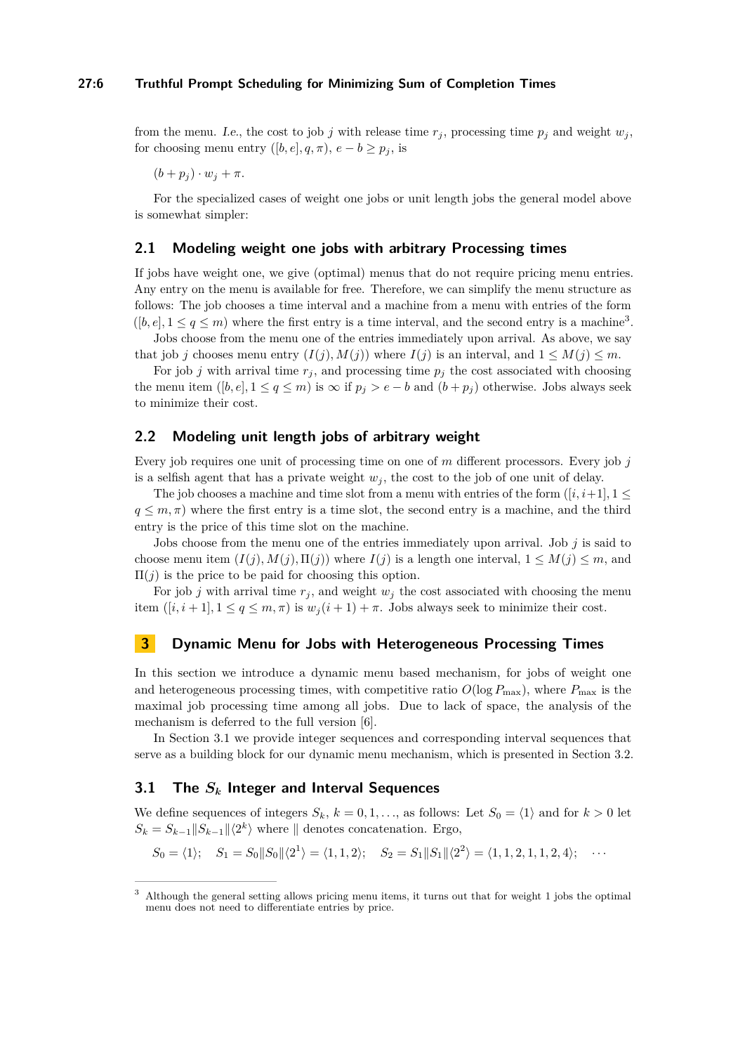from the menu. *I.e.*, the cost to job $j$ with release time $r_j$, processing time $p_j$ and weight $w_j$, for choosing menu entry $([b, e], q, \pi)$, $e - b \geq p_j$, is

$$(b + p_j) \cdot w_j + \pi.$$

For the specialized cases of weight one jobs or unit length jobs the general model above is somewhat simpler:

## 2.1 Modeling weight one jobs with arbitrary Processing times

If jobs have weight one, we give (optimal) menus that do not require pricing menu entries. Any entry on the menu is available for free. Therefore, we can simplify the menu structure as follows: The job chooses a time interval and a machine from a menu with entries of the form $([b, e], 1 \leq q \leq m)$ where the first entry is a time interval, and the second entry is a machine[3].

Jobs choose from the menu one of the entries immediately upon arrival. As above, we say that job $j$ chooses menu entry $(I(j), M(j))$ where $I(j)$ is an interval, and $1 \leq M(j) \leq m$.

For job $j$ with arrival time $r_j$, and processing time $p_j$ the cost associated with choosing the menu item $([b, e], 1 \leq q \leq m)$ is $\infty$ if $p_j > e - b$ and $(b + p_j)$ otherwise. Jobs always seek to minimize their cost.

## 2.2 Modeling unit length jobs of arbitrary weight

Every job requires one unit of processing time on one of $m$ different processors. Every job $j$ is a selfish agent that has a private weight $w_j$, the cost to the job of one unit of delay.

The job chooses a machine and time slot from a menu with entries of the form $([i, i+1], 1 \leq q \leq m, \pi)$ where the first entry is a time slot, the second entry is a machine, and the third entry is the price of this time slot on the machine.

Jobs choose from the menu one of the entries immediately upon arrival. Job $j$ is said to choose menu item $(I(j), M(j), \Pi(j))$ where $I(j)$ is a length one interval, $1 \leq M(j) \leq m$, and $\Pi(j)$ is the price to be paid for choosing this option.

For job $j$ with arrival time $r_j$, and weight $w_j$ the cost associated with choosing the menu item $([i, i+1], 1 \leq q \leq m, \pi)$ is $w_j(i + 1) + \pi$. Jobs always seek to minimize their cost.

# 3 Dynamic Menu for Jobs with Heterogeneous Processing Times

In this section we introduce a dynamic menu based mechanism, for jobs of weight one and heterogeneous processing times, with competitive ratio $O(\log P_{\max})$, where $P_{\max}$ is the maximal job processing time among all jobs. Due to lack of space, the analysis of the mechanism is deferred to the full version [6].

In Section 3.1 we provide integer sequences and corresponding interval sequences that serve as a building block for our dynamic menu mechanism, which is presented in Section 3.2.

## 3.1 The $S_k$ Integer and Interval Sequences

We define sequences of integers $S_k$, $k = 0, 1, \ldots$, as follows: Let $S_0 = \langle 1 \rangle$ and for $k > 0$ let $S_k = S_{k-1} \| S_{k-1} \| \langle 2^k \rangle$ where $\|$ denotes concatenation. Ergo,

$$S_0 = \langle 1 \rangle; \quad S_1 = S_0 \| S_0 \| \langle 2^1 \rangle = \langle 1, 1, 2 \rangle; \quad S_2 = S_1 \| S_1 \| \langle 2^2 \rangle = \langle 1, 1, 2, 1, 1, 2, 4 \rangle; \quad \cdots$$

[3] Although the general setting allows pricing menu items, it turns out that for weight 1 jobs the optimal menu does not need to differentiate entries by price.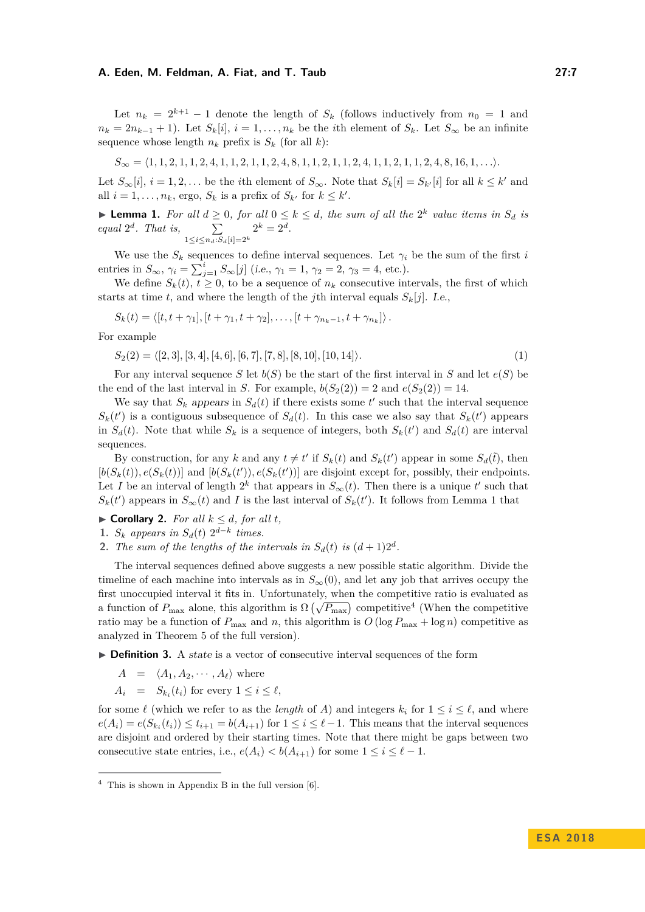Let $n_k = 2^{k+1} - 1$ denote the length of $S_k$ (follows inductively from $n_0 = 1$ and $n_k = 2n_{k-1} + 1$). Let $S_k[i]$, $i = 1, \ldots, n_k$ be the $i$th element of $S_k$. Let $S_\infty$ be an infinite sequence whose length $n_k$ prefix is $S_k$ (for all $k$):

$$S_\infty = \langle 1, 1, 2, 1, 1, 2, 4, 1, 1, 2, 1, 1, 2, 4, 8, 1, 1, 2, 1, 1, 2, 4, 1, 1, 2, 1, 1, 2, 4, 8, 16, 1, \ldots \rangle.$$

Let $S_\infty[i]$, $i = 1, 2, \ldots$ be the $i$th element of $S_\infty$. Note that $S_k[i] = S_{k'}[i]$ for all $k \le k'$ and all $i = 1, \ldots, n_k$, ergo, $S_k$ is a prefix of $S_{k'}$ for $k \le k'$.

▶ **Lemma 1.** *For all $d \ge 0$, for all $0 \le k \le d$, the sum of all the $2^k$ value items in $S_d$ is equal $2^d$. That is,* $\sum_{1 \le i \le n_d : S_d[i] = 2^k} 2^k = 2^d$.

We use the $S_k$ sequences to define interval sequences. Let $\gamma_i$ be the sum of the first $i$ entries in $S_\infty$, $\gamma_i = \sum_{j=1}^{i} S_\infty[j]$ (*i.e.*, $\gamma_1 = 1$, $\gamma_2 = 2$, $\gamma_3 = 4$, etc.).

We define $S_k(t)$, $t \ge 0$, to be a sequence of $n_k$ consecutive intervals, the first of which starts at time $t$, and where the length of the $j$th interval equals $S_k[j]$. *I.e.*,

$$S_k(t) = \langle [t, t + \gamma_1], [t + \gamma_1, t + \gamma_2], \ldots, [t + \gamma_{n_k - 1}, t + \gamma_{n_k}] \rangle .$$

For example

$$S_2(2) = \langle [2, 3], [3, 4], [4, 6], [6, 7], [7, 8], [8, 10], [10, 14] \rangle. \tag{1}$$

For any interval sequence $S$ let $b(S)$ be the start of the first interval in $S$ and let $e(S)$ be the end of the last interval in $S$. For example, $b(S_2(2)) = 2$ and $e(S_2(2)) = 14$.

We say that $S_k$ *appears* in $S_d(t)$ if there exists some $t'$ such that the interval sequence $S_k(t')$ is a contiguous subsequence of $S_d(t)$. In this case we also say that $S_k(t')$ appears in $S_d(t)$. Note that while $S_k$ is a sequence of integers, both $S_k(t')$ and $S_d(t)$ are interval sequences.

By construction, for any $k$ and any $t \ne t'$ if $S_k(t)$ and $S_k(t')$ appear in some $S_d(\tilde{t})$, then $[b(S_k(t)), e(S_k(t))]$ and $[b(S_k(t')), e(S_k(t'))]$ are disjoint except for, possibly, their endpoints. Let $I$ be an interval of length $2^k$ that appears in $S_\infty(t)$. Then there is a unique $t'$ such that $S_k(t')$ appears in $S_\infty(t)$ and $I$ is the last interval of $S_k(t')$. It follows from Lemma 1 that

▶ **Corollary 2.** *For all $k \le d$, for all $t$,*
1. *$S_k$ appears in $S_d(t)$ $2^{d-k}$ times.*
2. *The sum of the lengths of the intervals in $S_d(t)$ is $(d + 1)2^d$.*

The interval sequences defined above suggests a new possible static algorithm. Divide the timeline of each machine into intervals as in $S_\infty(0)$, and let any job that arrives occupy the first unoccupied interval it fits in. Unfortunately, when the competitive ratio is evaluated as a function of $P_{\max}$ alone, this algorithm is $\Omega\left(\sqrt{P_{\max}}\right)$ competitive[4] (When the competitive ratio may be a function of $P_{\max}$ and $n$, this algorithm is $O\left(\log P_{\max} + \log n\right)$ competitive as analyzed in Theorem 5 of the full version).

▶ **Definition 3.** A *state* is a vector of consecutive interval sequences of the form

$$\begin{aligned} A &= \langle A_1, A_2, \cdots, A_\ell \rangle \text{ where} \\ A_i &= S_{k_i}(t_i) \text{ for every } 1 \le i \le \ell, \end{aligned}$$

for some $\ell$ (which we refer to as the *length* of $A$) and integers $k_i$ for $1 \le i \le \ell$, and where $e(A_i) = e(S_{k_i}(t_i)) \le t_{i+1} = b(A_{i+1})$ for $1 \le i \le \ell - 1$. This means that the interval sequences are disjoint and ordered by their starting times. Note that there might be gaps between two consecutive state entries, i.e., $e(A_i) < b(A_{i+1})$ for some $1 \le i \le \ell - 1$.

[4] This is shown in Appendix B in the full version [6].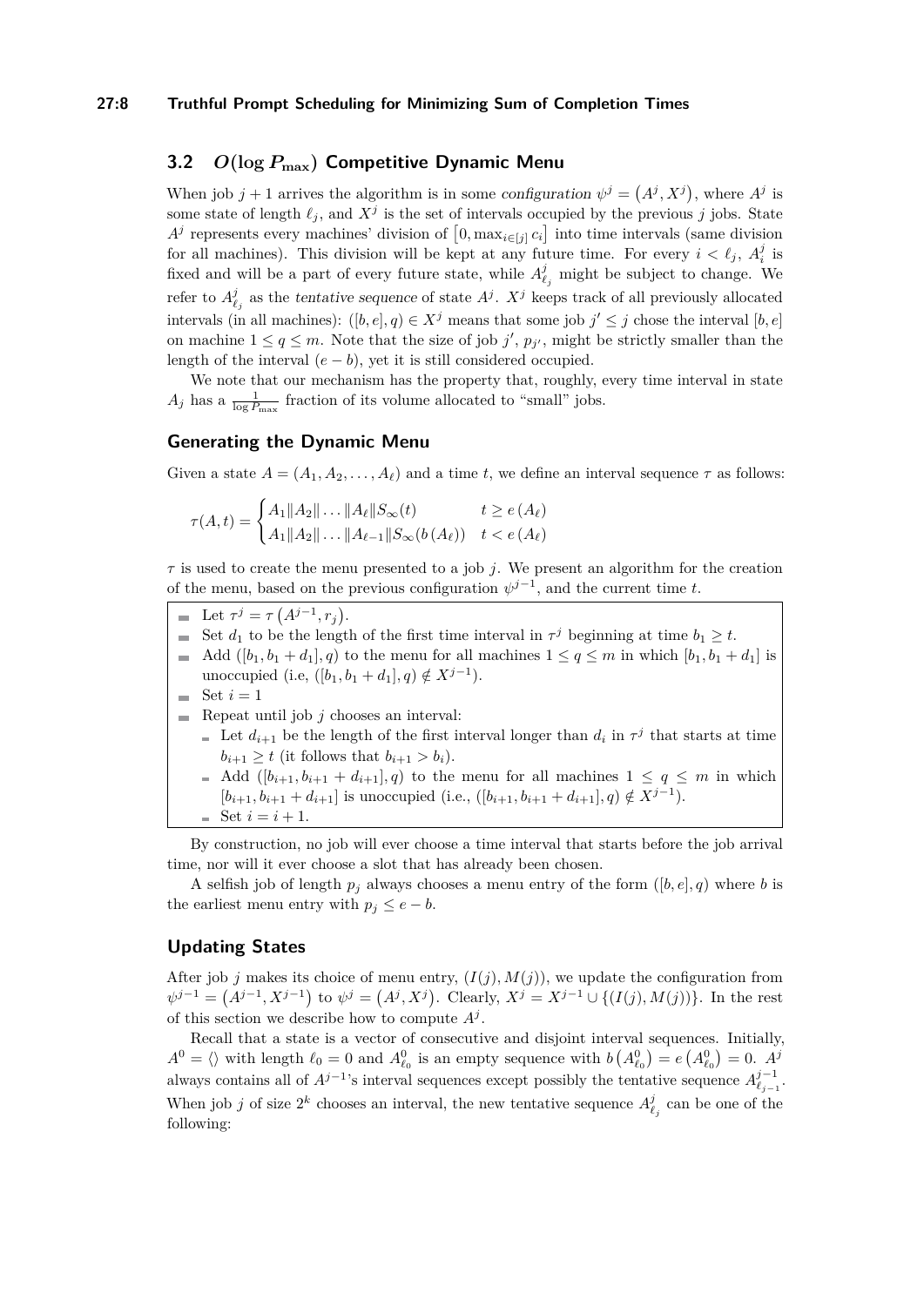## 3.2 $O(\log P_{\max})$ Competitive Dynamic Menu

When job $j+1$ arrives the algorithm is in some *configuration* $\psi^j = \left(A^j, X^j\right)$, where $A^j$ is some state of length $\ell_j$, and $X^j$ is the set of intervals occupied by the previous $j$ jobs. State $A^j$ represents every machines' division of $\left[0, \max_{i \in [j]} c_i\right]$ into time intervals (same division for all machines). This division will be kept at any future time. For every $i < \ell_j$, $A^j_i$ is fixed and will be a part of every future state, while $A^j_{\ell_j}$ might be subject to change. We refer to $A^j_{\ell_j}$ as the *tentative sequence* of state $A^j$. $X^j$ keeps track of all previously allocated intervals (in all machines): $([b,e], q) \in X^j$ means that some job $j' \leq j$ chose the interval $[b, e]$ on machine $1 \leq q \leq m$. Note that the size of job $j'$, $p_{j'}$, might be strictly smaller than the length of the interval $(e - b)$, yet it is still considered occupied.

We note that our mechanism has the property that, roughly, every time interval in state $A_j$ has a $\frac{1}{\log P_{\max}}$ fraction of its volume allocated to "small" jobs.

### Generating the Dynamic Menu

Given a state $A = (A_1, A_2, \ldots, A_\ell)$ and a time $t$, we define an interval sequence $\tau$ as follows:

$$\tau(A,t) = \begin{cases} A_1 \| A_2 \| \ldots \| A_\ell \| S_\infty(t) & t \geq e\left(A_\ell\right) \\ A_1 \| A_2 \| \ldots \| A_{\ell-1} \| S_\infty(b\left(A_\ell\right)) & t < e\left(A_\ell\right) \end{cases}$$

$\tau$ is used to create the menu presented to a job $j$. We present an algorithm for the creation of the menu, based on the previous configuration $\psi^{j-1}$, and the current time $t$.

- Let $\tau^j = \tau\left(A^{j-1}, r_j\right)$.
- Set $d_1$ to be the length of the first time interval in $\tau^j$ beginning at time $b_1 \geq t$.
- Add $([b_1, b_1 + d_1], q)$ to the menu for all machines $1 \leq q \leq m$ in which $[b_1, b_1 + d_1]$ is unoccupied (i.e, $([b_1, b_1 + d_1], q) \notin X^{j-1}$).
- Set $i = 1$
- Repeat until job $j$ chooses an interval:
  - Let $d_{i+1}$ be the length of the first interval longer than $d_i$ in $\tau^j$ that starts at time $b_{i+1} \geq t$ (it follows that $b_{i+1} > b_i$).
  - Add $([b_{i+1}, b_{i+1} + d_{i+1}], q)$ to the menu for all machines $1 \leq q \leq m$ in which $[b_{i+1}, b_{i+1} + d_{i+1}]$ is unoccupied (i.e., $([b_{i+1}, b_{i+1} + d_{i+1}], q) \notin X^{j-1}$).
  - Set $i = i + 1$.

By construction, no job will ever choose a time interval that starts before the job arrival time, nor will it ever choose a slot that has already been chosen.

A selfish job of length $p_j$ always chooses a menu entry of the form $([b, e], q)$ where $b$ is the earliest menu entry with $p_j \leq e - b$.

### Updating States

After job $j$ makes its choice of menu entry, $(I(j), M(j))$, we update the configuration from $\psi^{j-1} = \left(A^{j-1}, X^{j-1}\right)$ to $\psi^j = \left(A^j, X^j\right)$. Clearly, $X^j = X^{j-1} \cup \{(I(j), M(j))\}$. In the rest of this section we describe how to compute $A^j$.

Recall that a state is a vector of consecutive and disjoint interval sequences. Initially, $A^0 = \langle\rangle$ with length $\ell_0 = 0$ and $A^0_{\ell_0}$ is an empty sequence with $b\left(A^0_{\ell_0}\right) = e\left(A^0_{\ell_0}\right) = 0$. $A^j$ always contains all of $A^{j-1}$'s interval sequences except possibly the tentative sequence $A^{j-1}_{\ell_{j-1}}$. When job $j$ of size $2^k$ chooses an interval, the new tentative sequence $A^j_{\ell_j}$ can be one of the following: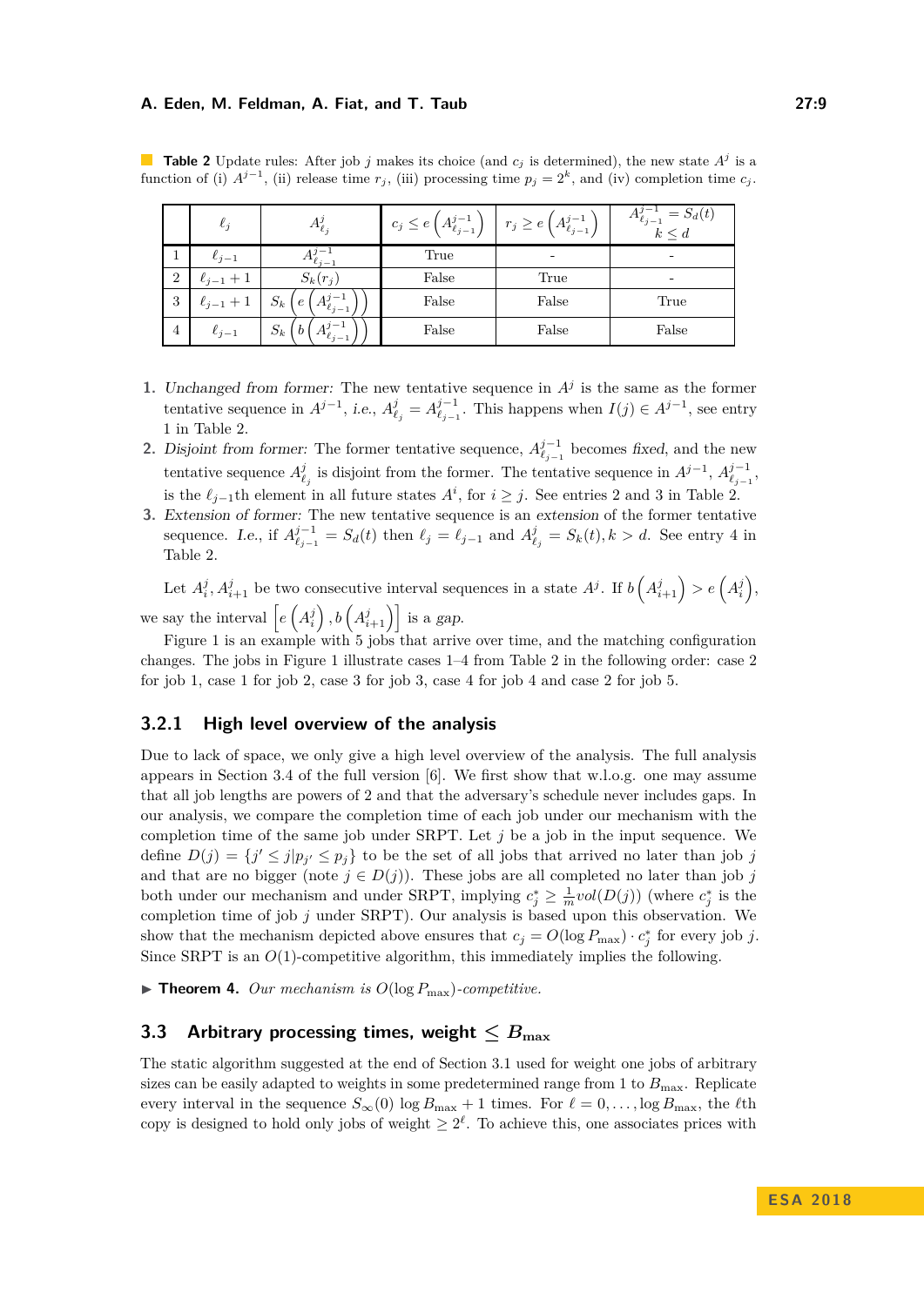**Table 2** Update rules: After job $j$ makes its choice (and $c_j$ is determined), the new state $A^j$ is a function of (i) $A^{j-1}$, (ii) release time $r_j$, (iii) processing time $p_j = 2^k$, and (iv) completion time $c_j$.

| | $\ell_j$ | $A^j_{\ell_j}$ | $c_j \le e\left(A^{j-1}_{\ell_{j-1}}\right)$ | $r_j \ge e\left(A^{j-1}_{\ell_{j-1}}\right)$ | $A^{j-1}_{\ell_{j-1}} = S_d(t)$ $k \le d$ |
|---|---|---|---|---|---|
| 1 | $\ell_{j-1}$ | $A^{j-1}_{\ell_{j-1}}$ | True | - | - |
| 2 | $\ell_{j-1}+1$ | $S_k(r_j)$ | False | True | - |
| 3 | $\ell_{j-1}+1$ | $S_k\left(e\left(A^{j-1}_{\ell_{j-1}}\right)\right)$ | False | False | True |
| 4 | $\ell_{j-1}$ | $S_k\left(b\left(A^{j-1}_{\ell_{j-1}}\right)\right)$ | False | False | False |

1. *Unchanged from former:* The new tentative sequence in $A^j$ is the same as the former tentative sequence in $A^{j-1}$, *i.e.*, $A^j_{\ell_j} = A^{j-1}_{\ell_{j-1}}$. This happens when $I(j) \in A^{j-1}$, see entry 1 in Table 2.
2. *Disjoint from former:* The former tentative sequence, $A^{j-1}_{\ell_{j-1}}$ becomes *fixed*, and the new tentative sequence $A^j_{\ell_j}$ is disjoint from the former. The tentative sequence in $A^{j-1}$, $A^{j-1}_{\ell_{j-1}}$, is the $\ell_{j-1}$th element in all future states $A^i$, for $i \ge j$. See entries 2 and 3 in Table 2.
3. *Extension of former:* The new tentative sequence is an *extension* of the former tentative sequence. *I.e.*, if $A^{j-1}_{\ell_{j-1}} = S_d(t)$ then $\ell_j = \ell_{j-1}$ and $A^j_{\ell_j} = S_k(t), k > d$. See entry 4 in Table 2.

Let $A^j_i, A^j_{i+1}$ be two consecutive interval sequences in a state $A^j$. If $b\left(A^j_{i+1}\right) > e\left(A^j_i\right)$, we say the interval $\left[e\left(A^j_i\right), b\left(A^j_{i+1}\right)\right]$ is a *gap*.

Figure 1 is an example with 5 jobs that arrive over time, and the matching configuration changes. The jobs in Figure 1 illustrate cases 1–4 from Table 2 in the following order: case 2 for job 1, case 1 for job 2, case 3 for job 3, case 4 for job 4 and case 2 for job 5.

### 3.2.1 High level overview of the analysis

Due to lack of space, we only give a high level overview of the analysis. The full analysis appears in Section 3.4 of the full version [6]. We first show that w.l.o.g. one may assume that all job lengths are powers of 2 and that the adversary's schedule never includes gaps. In our analysis, we compare the completion time of each job under our mechanism with the completion time of the same job under SRPT. Let $j$ be a job in the input sequence. We define $D(j) = \{j' \le j | p_{j'} \le p_j\}$ to be the set of all jobs that arrived no later than job $j$ and that are no bigger (note $j \in D(j)$). These jobs are all completed no later than job $j$ both under our mechanism and under SRPT, implying $c^*_j \ge \frac{1}{m} vol(D(j))$ (where $c^*_j$ is the completion time of job $j$ under SRPT). Our analysis is based upon this observation. We show that the mechanism depicted above ensures that $c_j = O(\log P_{\max}) \cdot c^*_j$ for every job $j$. Since SRPT is an $O(1)$-competitive algorithm, this immediately implies the following.

▶ **Theorem 4.** *Our mechanism is $O(\log P_{\max})$-competitive.*

## 3.3 Arbitrary processing times, weight $\le B_{\max}$

The static algorithm suggested at the end of Section 3.1 used for weight one jobs of arbitrary sizes can be easily adapted to weights in some predetermined range from 1 to $B_{\max}$. Replicate every interval in the sequence $S_\infty(0)$ $\log B_{\max} + 1$ times. For $\ell = 0, \ldots, \log B_{\max}$, the $\ell$th copy is designed to hold only jobs of weight $\ge 2^\ell$. To achieve this, one associates prices with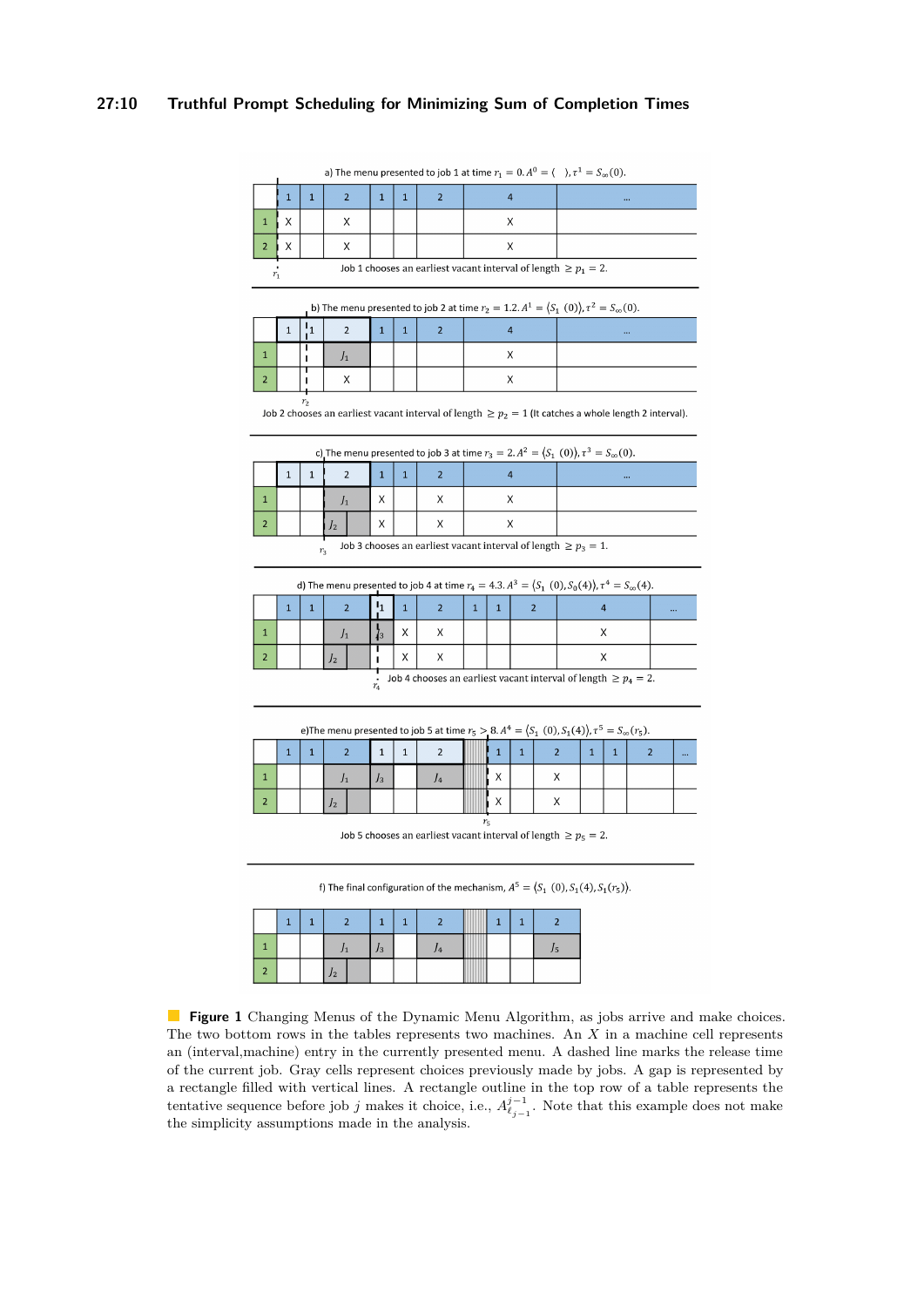a) The menu presented to job 1 at time $r_1 = 0$. $A^0 = \langle\ \rangle$, $\tau^1 = S_\infty(0)$.

| | 1 | 1 | 2 | 1 | 1 | 2 | 4 | ... |
|---|---|---|---|---|---|---|---|---|
| 1 | X | | X | | | | X | |
| 2 | X | | X | | | | X | |

Job 1 chooses an earliest vacant interval of length $\geq p_1 = 2$.

b) The menu presented to job 2 at time $r_2 = 1.2$. $A^1 = \langle S_1(0)\rangle$, $\tau^2 = S_\infty(0)$.

| | 1 | 1 | 2 | 1 | 1 | 2 | 4 | ... |
|---|---|---|---|---|---|---|---|---|
| 1 | | | $J_1$ | | | | X | |
| 2 | | | X | | | | X | |

Job 2 chooses an earliest vacant interval of length $\geq p_2 = 1$ (It catches a whole length 2 interval).

c) The menu presented to job 3 at time $r_3 = 2$. $A^2 = \langle S_1(0)\rangle$, $\tau^3 = S_\infty(0)$.

| | 1 | 1 | 2 | 1 | 1 | 2 | 4 | ... |
|---|---|---|---|---|---|---|---|---|
| 1 | | | $J_1$ | X | | X | X | |
| 2 | | | $J_2$ | X | | X | X | |

Job 3 chooses an earliest vacant interval of length $\geq p_3 = 1$.

d) The menu presented to job 4 at time $r_4 = 4.3$. $A^3 = \langle S_1(0), S_0(4)\rangle$, $\tau^4 = S_\infty(4)$.

| | 1 | 1 | 2 | 1 | 1 | 2 | 1 | 1 | 2 | 4 | ... |
|---|---|---|---|---|---|---|---|---|---|---|---|
| 1 | | | $J_1$ | $J_3$ | X | X | | | | X | |
| 2 | | | $J_2$ | | X | X | | | | X | |

Job 4 chooses an earliest vacant interval of length $\geq p_4 = 2$.

e) The menu presented to job 5 at time $r_5 > 8$. $A^4 = \langle S_1(0), S_1(4)\rangle$, $\tau^5 = S_\infty(r_5)$.

| | 1 | 1 | 2 | 1 | 1 | 2 | gap | 1 | 1 | 2 | 1 | 1 | 2 | ... |
|---|---|---|---|---|---|---|---|---|---|---|---|---|---|---|
| 1 | | | $J_1$ | $J_3$ | | $J_4$ | | X | | X | | | | |
| 2 | | | $J_2$ | | | | | X | | X | | | | |

Job 5 chooses an earliest vacant interval of length $\geq p_5 = 2$.

f) The final configuration of the mechanism, $A^5 = \langle S_1(0), S_1(4), S_1(r_5)\rangle$.

| | 1 | 1 | 2 | 1 | 1 | 2 | gap | 1 | 1 | 2 |
|---|---|---|---|---|---|---|---|---|---|---|
| 1 | | | $J_1$ | $J_3$ | | $J_4$ | | | | $J_5$ |
| 2 | | | $J_2$ | | | | | | | |

**Figure 1** Changing Menus of the Dynamic Menu Algorithm, as jobs arrive and make choices. The two bottom rows in the tables represents two machines. An $X$ in a machine cell represents an (interval,machine) entry in the currently presented menu. A dashed line marks the release time of the current job. Gray cells represent choices previously made by jobs. A gap is represented by a rectangle filled with vertical lines. A rectangle outline in the top row of a table represents the tentative sequence before job $j$ makes it choice, i.e., $A^{j-1}_{\ell_{j-1}}$. Note that this example does not make the simplicity assumptions made in the analysis.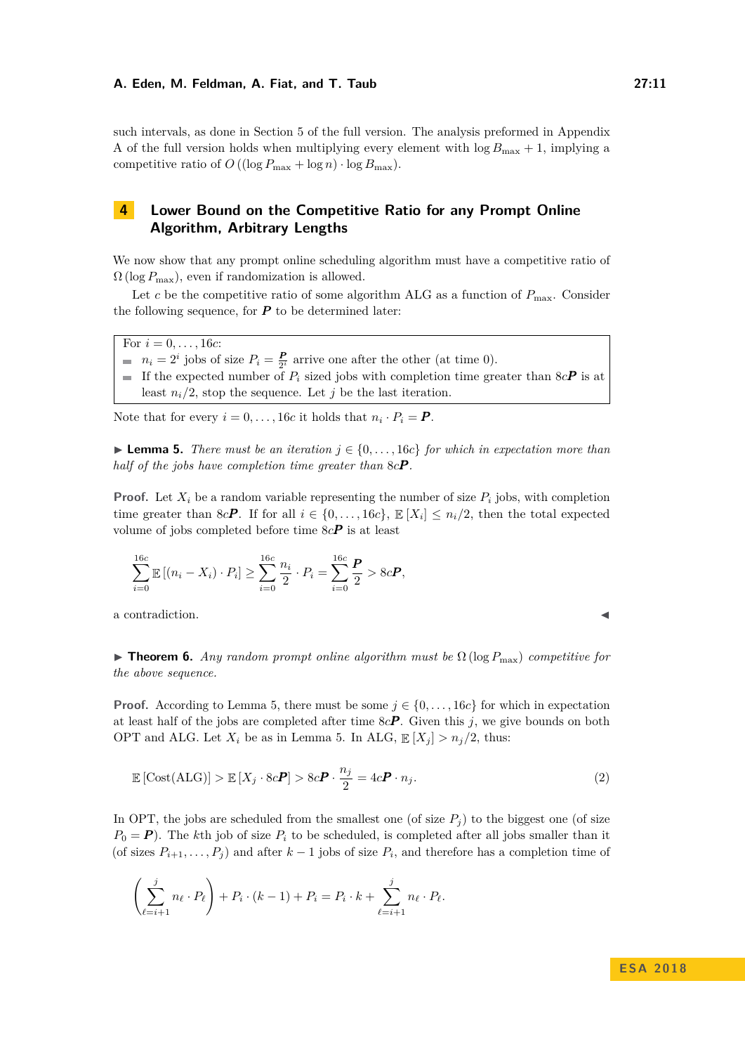such intervals, as done in Section 5 of the full version. The analysis preformed in Appendix A of the full version holds when multiplying every element with $\log B_{\max} + 1$, implying a competitive ratio of $O((\log P_{\max} + \log n) \cdot \log B_{\max})$.

## 4 Lower Bound on the Competitive Ratio for any Prompt Online Algorithm, Arbitrary Lengths

We now show that any prompt online scheduling algorithm must have a competitive ratio of $\Omega(\log P_{\max})$, even if randomization is allowed.

Let $c$ be the competitive ratio of some algorithm ALG as a function of $P_{\max}$. Consider the following sequence, for $\boldsymbol{P}$ to be determined later:

For $i = 0, \ldots, 16c$:
- $n_i = 2^i$ jobs of size $P_i = \frac{\boldsymbol{P}}{2^i}$ arrive one after the other (at time 0).
- If the expected number of $P_i$ sized jobs with completion time greater than $8c\boldsymbol{P}$ is at least $n_i/2$, stop the sequence. Let $j$ be the last iteration.

Note that for every $i = 0, \ldots, 16c$ it holds that $n_i \cdot P_i = \boldsymbol{P}$.

▶ **Lemma 5.** *There must be an iteration $j \in \{0, \ldots, 16c\}$ for which in expectation more than half of the jobs have completion time greater than $8c\boldsymbol{P}$.*

**Proof.** Let $X_i$ be a random variable representing the number of size $P_i$ jobs, with completion time greater than $8c\boldsymbol{P}$. If for all $i \in \{0, \ldots, 16c\}$, $\mathbb{E}[X_i] \le n_i/2$, then the total expected volume of jobs completed before time $8c\boldsymbol{P}$ is at least

$$\sum_{i=0}^{16c} \mathbb{E}[(n_i - X_i) \cdot P_i] \ge \sum_{i=0}^{16c} \frac{n_i}{2} \cdot P_i = \sum_{i=0}^{16c} \frac{\boldsymbol{P}}{2} > 8c\boldsymbol{P},$$

a contradiction. ◀

▶ **Theorem 6.** *Any random prompt online algorithm must be $\Omega(\log P_{\max})$ competitive for the above sequence.*

**Proof.** According to Lemma 5, there must be some $j \in \{0, \ldots, 16c\}$ for which in expectation at least half of the jobs are completed after time $8c\boldsymbol{P}$. Given this $j$, we give bounds on both OPT and ALG. Let $X_i$ be as in Lemma 5. In ALG, $\mathbb{E}[X_j] > n_j/2$, thus:

$$\mathbb{E}[\text{Cost(ALG)}] > \mathbb{E}[X_j \cdot 8c\boldsymbol{P}] > 8c\boldsymbol{P} \cdot \frac{n_j}{2} = 4c\boldsymbol{P} \cdot n_j. \tag{2}$$

In OPT, the jobs are scheduled from the smallest one (of size $P_j$) to the biggest one (of size $P_0 = \boldsymbol{P}$). The $k$th job of size $P_i$ to be scheduled, is completed after all jobs smaller than it (of sizes $P_{i+1}, \ldots, P_j$) and after $k-1$ jobs of size $P_i$, and therefore has a completion time of

$$\left(\sum_{\ell=i+1}^{j} n_\ell \cdot P_\ell\right) + P_i \cdot (k-1) + P_i = P_i \cdot k + \sum_{\ell=i+1}^{j} n_\ell \cdot P_\ell.$$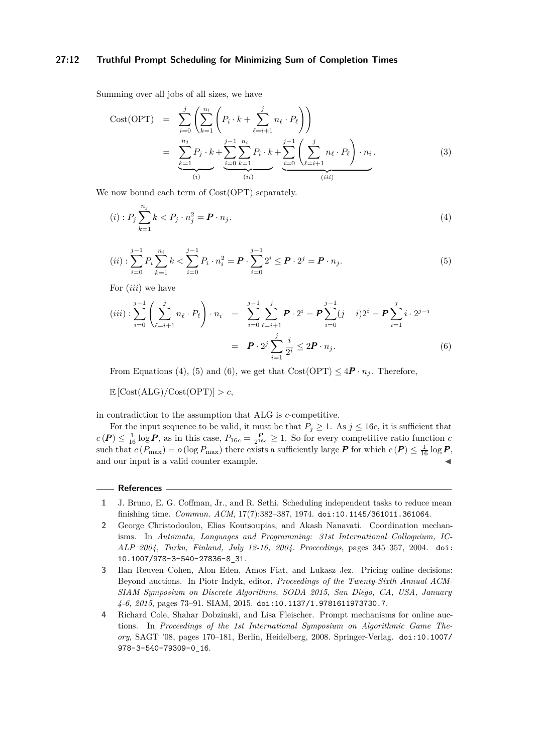Summing over all jobs of all sizes, we have

$$
\begin{aligned}
\text{Cost(OPT)} &= \sum_{i=0}^{j}\left(\sum_{k=1}^{n_i}\left(P_i \cdot k + \sum_{\ell=i+1}^{j} n_\ell \cdot P_\ell\right)\right) \\
&= \underbrace{\sum_{k=1}^{n_j} P_j \cdot k}_{(i)} + \underbrace{\sum_{i=0}^{j-1}\sum_{k=1}^{n_i} P_i \cdot k}_{(ii)} + \underbrace{\sum_{i=0}^{j-1}\left(\sum_{\ell=i+1}^{j} n_\ell \cdot P_\ell\right)\cdot n_i}_{(iii)}. \qquad (3)
\end{aligned}
$$

We now bound each term of Cost(OPT) separately.

$$
(i) : P_j \sum_{k=1}^{n_j} k < P_j \cdot n_j^2 = \boldsymbol{P} \cdot n_j. \qquad (4)
$$

$$
(ii) : \sum_{i=0}^{j-1} P_i \sum_{k=1}^{n_i} k < \sum_{i=0}^{j-1} P_i \cdot n_i^2 = \boldsymbol{P} \cdot \sum_{i=0}^{j-1} 2^i \le \boldsymbol{P} \cdot 2^j = \boldsymbol{P} \cdot n_j. \qquad (5)
$$

For $(iii)$ we have

$$
\begin{aligned}
(iii) : \sum_{i=0}^{j-1}\left(\sum_{\ell=i+1}^{j} n_\ell \cdot P_\ell\right)\cdot n_i &= \sum_{i=0}^{j-1}\sum_{\ell=i+1}^{j} \boldsymbol{P} \cdot 2^i = \boldsymbol{P}\sum_{i=0}^{j-1}(j-i)2^i = \boldsymbol{P}\sum_{i=1}^{j} i \cdot 2^{j-i} \\
&= \boldsymbol{P} \cdot 2^j \sum_{i=1}^{j} \frac{i}{2^i} \le 2\boldsymbol{P} \cdot n_j. \qquad (6)
\end{aligned}
$$

From Equations (4), (5) and (6), we get that $\text{Cost(OPT)} \le 4\boldsymbol{P} \cdot n_j$. Therefore,

$\mathbb{E}\left[\text{Cost(ALG)}/\text{Cost(OPT)}\right] > c,$

in contradiction to the assumption that ALG is $c$-competitive.

For the input sequence to be valid, it must be that $P_j \ge 1$. As $j \le 16c$, it is sufficient that $c(\boldsymbol{P}) \le \frac{1}{16}\log \boldsymbol{P}$, as in this case, $P_{16c} = \frac{\boldsymbol{P}}{2^{16c}} \ge 1$. So for every competitive ratio function $c$ such that $c(P_{\max}) = o(\log P_{\max})$ there exists a sufficiently large $\boldsymbol{P}$ for which $c(\boldsymbol{P}) \le \frac{1}{16}\log \boldsymbol{P}$, and our input is a valid counter example. ◀

## References

1. J. Bruno, E. G. Coffman, Jr., and R. Sethi. Scheduling independent tasks to reduce mean finishing time. *Commun. ACM*, 17(7):382–387, 1974. doi:10.1145/361011.361064.
2. George Christodoulou, Elias Koutsoupias, and Akash Nanavati. Coordination mechanisms. In *Automata, Languages and Programming: 31st International Colloquium, ICALP 2004, Turku, Finland, July 12-16, 2004. Proceedings*, pages 345–357, 2004. doi:10.1007/978-3-540-27836-8_31.
3. Ilan Reuven Cohen, Alon Eden, Amos Fiat, and Lukasz Jez. Pricing online decisions: Beyond auctions. In Piotr Indyk, editor, *Proceedings of the Twenty-Sixth Annual ACM-SIAM Symposium on Discrete Algorithms, SODA 2015, San Diego, CA, USA, January 4-6, 2015*, pages 73–91. SIAM, 2015. doi:10.1137/1.9781611973730.7.
4. Richard Cole, Shahar Dobzinski, and Lisa Fleischer. Prompt mechanisms for online auctions. In *Proceedings of the 1st International Symposium on Algorithmic Game Theory*, SAGT '08, pages 170–181, Berlin, Heidelberg, 2008. Springer-Verlag. doi:10.1007/978-3-540-79309-0_16.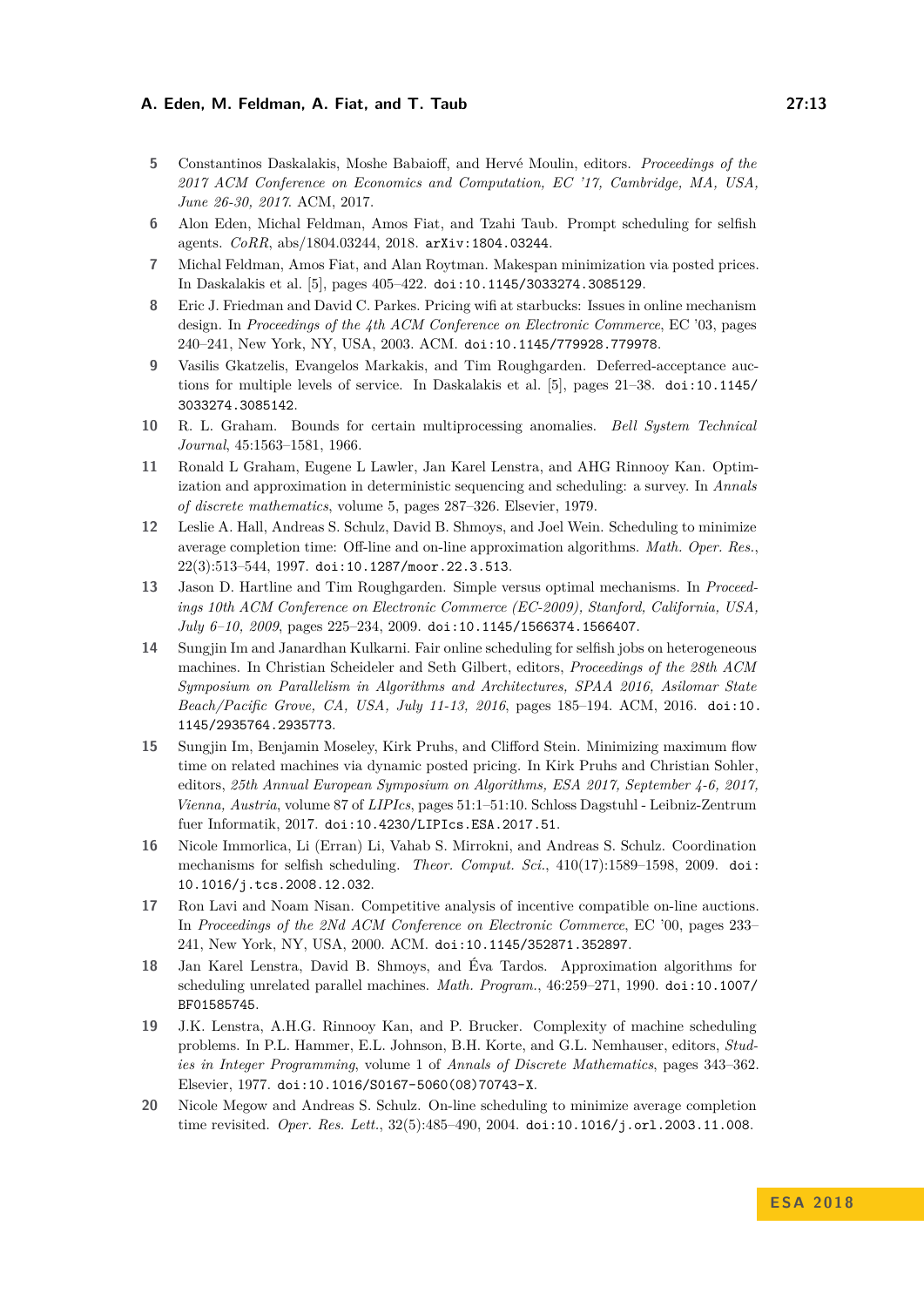5 Constantinos Daskalakis, Moshe Babaioff, and Hervé Moulin, editors. *Proceedings of the 2017 ACM Conference on Economics and Computation, EC '17, Cambridge, MA, USA, June 26-30, 2017*. ACM, 2017.

6 Alon Eden, Michal Feldman, Amos Fiat, and Tzahi Taub. Prompt scheduling for selfish agents. *CoRR*, abs/1804.03244, 2018. arXiv:1804.03244.

7 Michal Feldman, Amos Fiat, and Alan Roytman. Makespan minimization via posted prices. In Daskalakis et al. [5], pages 405–422. doi:10.1145/3033274.3085129.

8 Eric J. Friedman and David C. Parkes. Pricing wifi at starbucks: Issues in online mechanism design. In *Proceedings of the 4th ACM Conference on Electronic Commerce*, EC '03, pages 240–241, New York, NY, USA, 2003. ACM. doi:10.1145/779928.779978.

9 Vasilis Gkatzelis, Evangelos Markakis, and Tim Roughgarden. Deferred-acceptance auctions for multiple levels of service. In Daskalakis et al. [5], pages 21–38. doi:10.1145/3033274.3085142.

10 R. L. Graham. Bounds for certain multiprocessing anomalies. *Bell System Technical Journal*, 45:1563–1581, 1966.

11 Ronald L Graham, Eugene L Lawler, Jan Karel Lenstra, and AHG Rinnooy Kan. Optimization and approximation in deterministic sequencing and scheduling: a survey. In *Annals of discrete mathematics*, volume 5, pages 287–326. Elsevier, 1979.

12 Leslie A. Hall, Andreas S. Schulz, David B. Shmoys, and Joel Wein. Scheduling to minimize average completion time: Off-line and on-line approximation algorithms. *Math. Oper. Res.*, 22(3):513–544, 1997. doi:10.1287/moor.22.3.513.

13 Jason D. Hartline and Tim Roughgarden. Simple versus optimal mechanisms. In *Proceedings 10th ACM Conference on Electronic Commerce (EC-2009), Stanford, California, USA, July 6–10, 2009*, pages 225–234, 2009. doi:10.1145/1566374.1566407.

14 Sungjin Im and Janardhan Kulkarni. Fair online scheduling for selfish jobs on heterogeneous machines. In Christian Scheideler and Seth Gilbert, editors, *Proceedings of the 28th ACM Symposium on Parallelism in Algorithms and Architectures, SPAA 2016, Asilomar State Beach/Pacific Grove, CA, USA, July 11-13, 2016*, pages 185–194. ACM, 2016. doi:10.1145/2935764.2935773.

15 Sungjin Im, Benjamin Moseley, Kirk Pruhs, and Clifford Stein. Minimizing maximum flow time on related machines via dynamic posted pricing. In Kirk Pruhs and Christian Sohler, editors, *25th Annual European Symposium on Algorithms, ESA 2017, September 4-6, 2017, Vienna, Austria*, volume 87 of *LIPIcs*, pages 51:1–51:10. Schloss Dagstuhl - Leibniz-Zentrum fuer Informatik, 2017. doi:10.4230/LIPIcs.ESA.2017.51.

16 Nicole Immorlica, Li (Erran) Li, Vahab S. Mirrokni, and Andreas S. Schulz. Coordination mechanisms for selfish scheduling. *Theor. Comput. Sci.*, 410(17):1589–1598, 2009. doi:10.1016/j.tcs.2008.12.032.

17 Ron Lavi and Noam Nisan. Competitive analysis of incentive compatible on-line auctions. In *Proceedings of the 2Nd ACM Conference on Electronic Commerce*, EC '00, pages 233–241, New York, NY, USA, 2000. ACM. doi:10.1145/352871.352897.

18 Jan Karel Lenstra, David B. Shmoys, and Éva Tardos. Approximation algorithms for scheduling unrelated parallel machines. *Math. Program.*, 46:259–271, 1990. doi:10.1007/BF01585745.

19 J.K. Lenstra, A.H.G. Rinnooy Kan, and P. Brucker. Complexity of machine scheduling problems. In P.L. Hammer, E.L. Johnson, B.H. Korte, and G.L. Nemhauser, editors, *Studies in Integer Programming*, volume 1 of *Annals of Discrete Mathematics*, pages 343–362. Elsevier, 1977. doi:10.1016/S0167-5060(08)70743-X.

20 Nicole Megow and Andreas S. Schulz. On-line scheduling to minimize average completion time revisited. *Oper. Res. Lett.*, 32(5):485–490, 2004. doi:10.1016/j.orl.2003.11.008.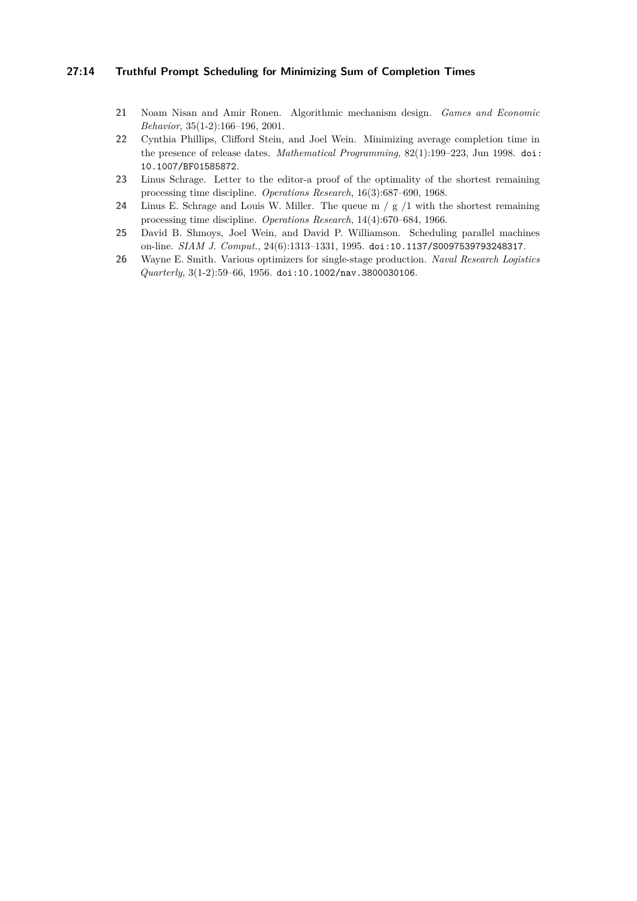21 Noam Nisan and Amir Ronen. Algorithmic mechanism design. *Games and Economic Behavior*, 35(1-2):166–196, 2001.

22 Cynthia Phillips, Clifford Stein, and Joel Wein. Minimizing average completion time in the presence of release dates. *Mathematical Programming*, 82(1):199–223, Jun 1998. doi:10.1007/BF01585872.

23 Linus Schrage. Letter to the editor-a proof of the optimality of the shortest remaining processing time discipline. *Operations Research*, 16(3):687–690, 1968.

24 Linus E. Schrage and Louis W. Miller. The queue m / g /1 with the shortest remaining processing time discipline. *Operations Research*, 14(4):670–684, 1966.

25 David B. Shmoys, Joel Wein, and David P. Williamson. Scheduling parallel machines on-line. *SIAM J. Comput.*, 24(6):1313–1331, 1995. doi:10.1137/S0097539793248317.

26 Wayne E. Smith. Various optimizers for single-stage production. *Naval Research Logistics Quarterly*, 3(1-2):59–66, 1956. doi:10.1002/nav.3800030106.